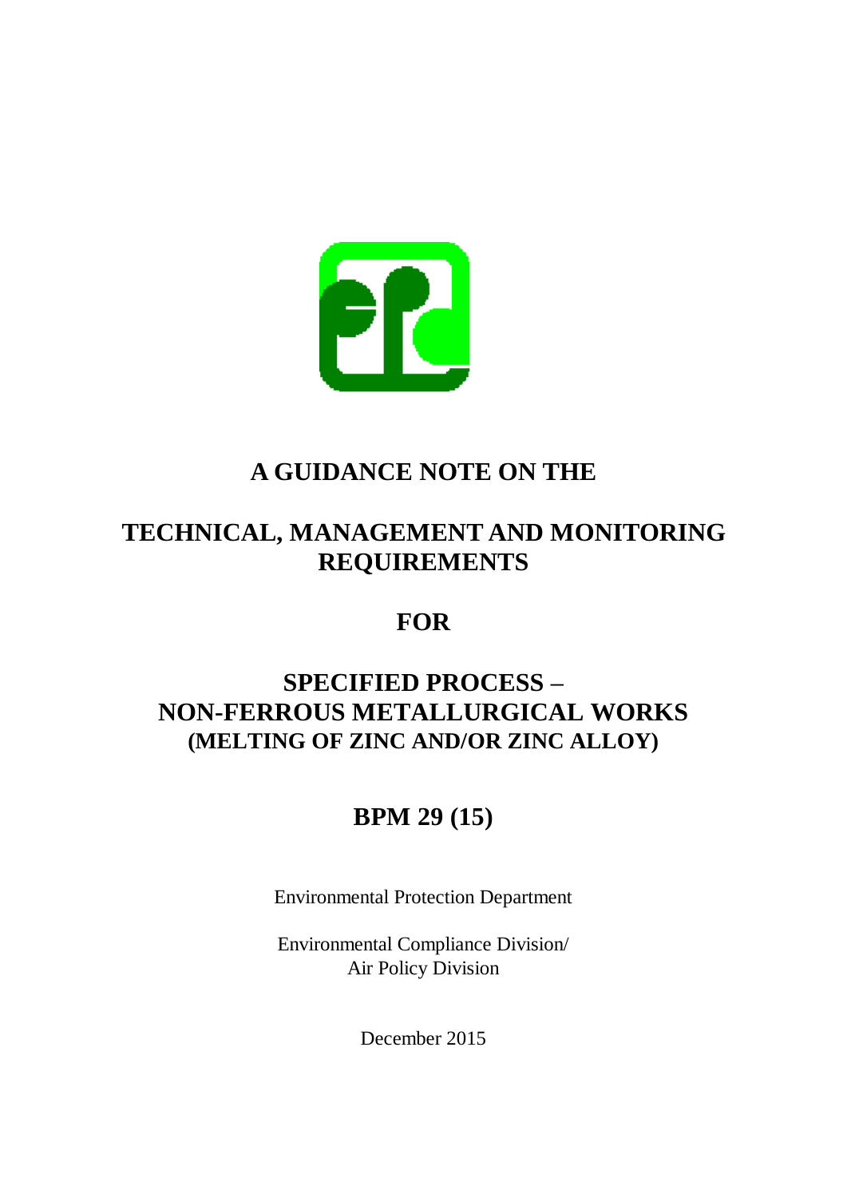# A GUIDANCE NOTE ON THE

# TECHNICAL, MANAGEMENT AND MONITORING REQUIREMENTS

# FOR

# SPECIFIED PROCESS – NON-FERROUS METALLURGICAL WORKS (MELTING OF ZINC AND/OR ZINC ALLOY)

# BPM 29 (15)

Environmental Protection Department

Environmental Compliance Division/
Air Policy Division

December 2015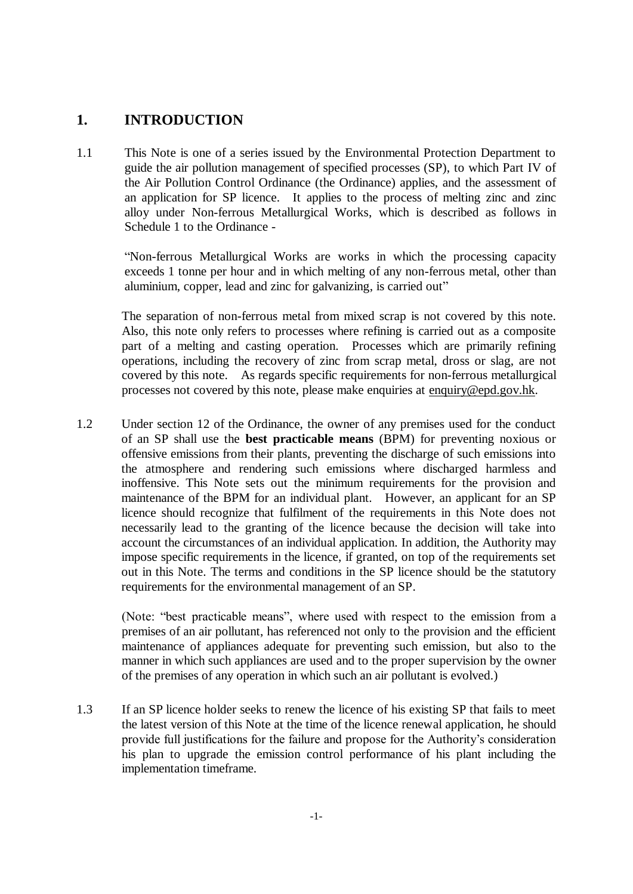# 1. INTRODUCTION

1.1 This Note is one of a series issued by the Environmental Protection Department to guide the air pollution management of specified processes (SP), to which Part IV of the Air Pollution Control Ordinance (the Ordinance) applies, and the assessment of an application for SP licence. It applies to the process of melting zinc and zinc alloy under Non-ferrous Metallurgical Works, which is described as follows in Schedule 1 to the Ordinance -

"Non-ferrous Metallurgical Works are works in which the processing capacity exceeds 1 tonne per hour and in which melting of any non-ferrous metal, other than aluminium, copper, lead and zinc for galvanizing, is carried out"

The separation of non-ferrous metal from mixed scrap is not covered by this note. Also, this note only refers to processes where refining is carried out as a composite part of a melting and casting operation. Processes which are primarily refining operations, including the recovery of zinc from scrap metal, dross or slag, are not covered by this note. As regards specific requirements for non-ferrous metallurgical processes not covered by this note, please make enquiries at enquiry@epd.gov.hk.

1.2 Under section 12 of the Ordinance, the owner of any premises used for the conduct of an SP shall use the **best practicable means** (BPM) for preventing noxious or offensive emissions from their plants, preventing the discharge of such emissions into the atmosphere and rendering such emissions where discharged harmless and inoffensive. This Note sets out the minimum requirements for the provision and maintenance of the BPM for an individual plant. However, an applicant for an SP licence should recognize that fulfilment of the requirements in this Note does not necessarily lead to the granting of the licence because the decision will take into account the circumstances of an individual application. In addition, the Authority may impose specific requirements in the licence, if granted, on top of the requirements set out in this Note. The terms and conditions in the SP licence should be the statutory requirements for the environmental management of an SP.

(Note: "best practicable means", where used with respect to the emission from a premises of an air pollutant, has referenced not only to the provision and the efficient maintenance of appliances adequate for preventing such emission, but also to the manner in which such appliances are used and to the proper supervision by the owner of the premises of any operation in which such an air pollutant is evolved.)

1.3 If an SP licence holder seeks to renew the licence of his existing SP that fails to meet the latest version of this Note at the time of the licence renewal application, he should provide full justifications for the failure and propose for the Authority's consideration his plan to upgrade the emission control performance of his plant including the implementation timeframe.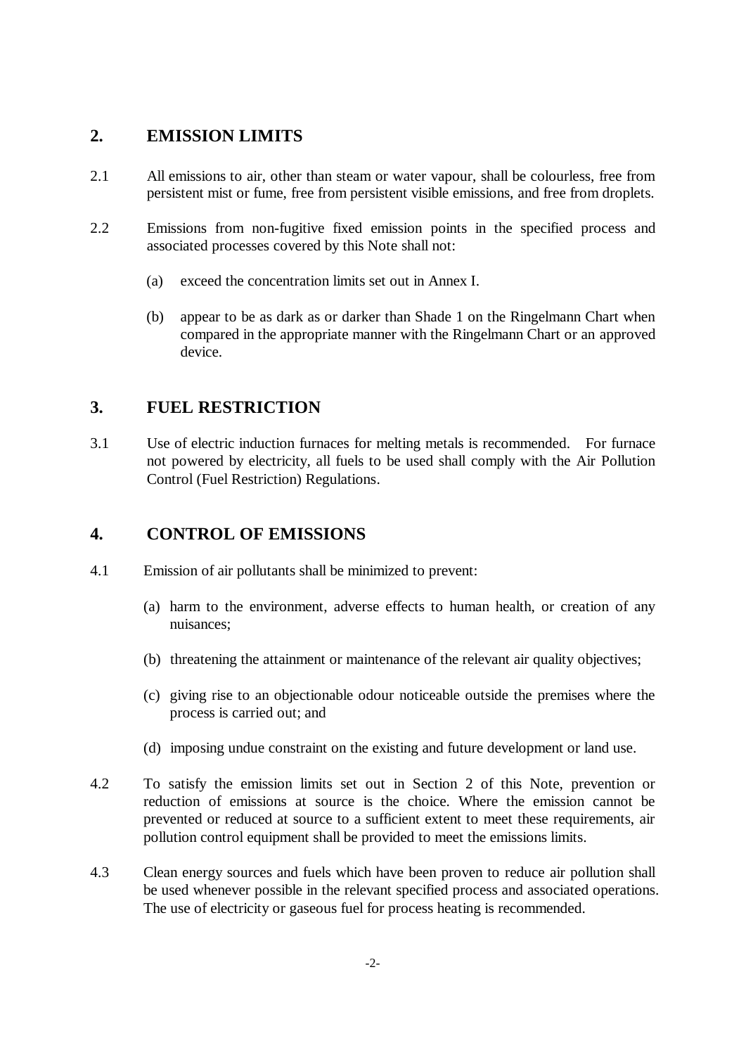## 2. EMISSION LIMITS

2.1 All emissions to air, other than steam or water vapour, shall be colourless, free from persistent mist or fume, free from persistent visible emissions, and free from droplets.

2.2 Emissions from non-fugitive fixed emission points in the specified process and associated processes covered by this Note shall not:

(a) exceed the concentration limits set out in Annex I.

(b) appear to be as dark as or darker than Shade 1 on the Ringelmann Chart when compared in the appropriate manner with the Ringelmann Chart or an approved device.

## 3. FUEL RESTRICTION

3.1 Use of electric induction furnaces for melting metals is recommended. For furnace not powered by electricity, all fuels to be used shall comply with the Air Pollution Control (Fuel Restriction) Regulations.

## 4. CONTROL OF EMISSIONS

4.1 Emission of air pollutants shall be minimized to prevent:

(a) harm to the environment, adverse effects to human health, or creation of any nuisances;

(b) threatening the attainment or maintenance of the relevant air quality objectives;

(c) giving rise to an objectionable odour noticeable outside the premises where the process is carried out; and

(d) imposing undue constraint on the existing and future development or land use.

4.2 To satisfy the emission limits set out in Section 2 of this Note, prevention or reduction of emissions at source is the choice. Where the emission cannot be prevented or reduced at source to a sufficient extent to meet these requirements, air pollution control equipment shall be provided to meet the emissions limits.

4.3 Clean energy sources and fuels which have been proven to reduce air pollution shall be used whenever possible in the relevant specified process and associated operations. The use of electricity or gaseous fuel for process heating is recommended.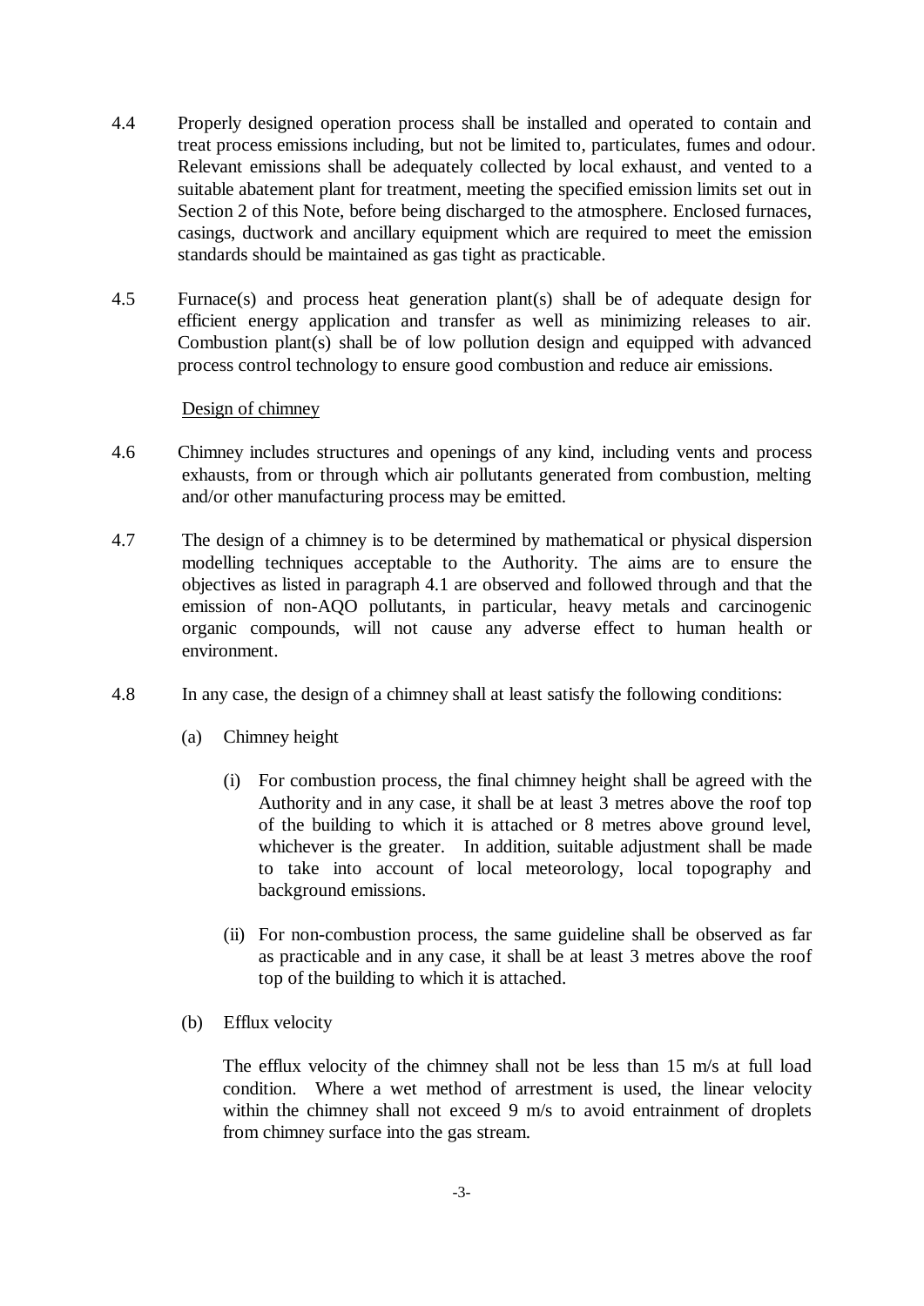4.4 Properly designed operation process shall be installed and operated to contain and treat process emissions including, but not be limited to, particulates, fumes and odour. Relevant emissions shall be adequately collected by local exhaust, and vented to a suitable abatement plant for treatment, meeting the specified emission limits set out in Section 2 of this Note, before being discharged to the atmosphere. Enclosed furnaces, casings, ductwork and ancillary equipment which are required to meet the emission standards should be maintained as gas tight as practicable.

4.5 Furnace(s) and process heat generation plant(s) shall be of adequate design for efficient energy application and transfer as well as minimizing releases to air. Combustion plant(s) shall be of low pollution design and equipped with advanced process control technology to ensure good combustion and reduce air emissions.

<u>Design of chimney</u>

4.6 Chimney includes structures and openings of any kind, including vents and process exhausts, from or through which air pollutants generated from combustion, melting and/or other manufacturing process may be emitted.

4.7 The design of a chimney is to be determined by mathematical or physical dispersion modelling techniques acceptable to the Authority. The aims are to ensure the objectives as listed in paragraph 4.1 are observed and followed through and that the emission of non-AQO pollutants, in particular, heavy metals and carcinogenic organic compounds, will not cause any adverse effect to human health or environment.

4.8 In any case, the design of a chimney shall at least satisfy the following conditions:

(a) Chimney height

(i) For combustion process, the final chimney height shall be agreed with the Authority and in any case, it shall be at least 3 metres above the roof top of the building to which it is attached or 8 metres above ground level, whichever is the greater. In addition, suitable adjustment shall be made to take into account of local meteorology, local topography and background emissions.

(ii) For non-combustion process, the same guideline shall be observed as far as practicable and in any case, it shall be at least 3 metres above the roof top of the building to which it is attached.

(b) Efflux velocity

The efflux velocity of the chimney shall not be less than 15 m/s at full load condition. Where a wet method of arrestment is used, the linear velocity within the chimney shall not exceed 9 m/s to avoid entrainment of droplets from chimney surface into the gas stream.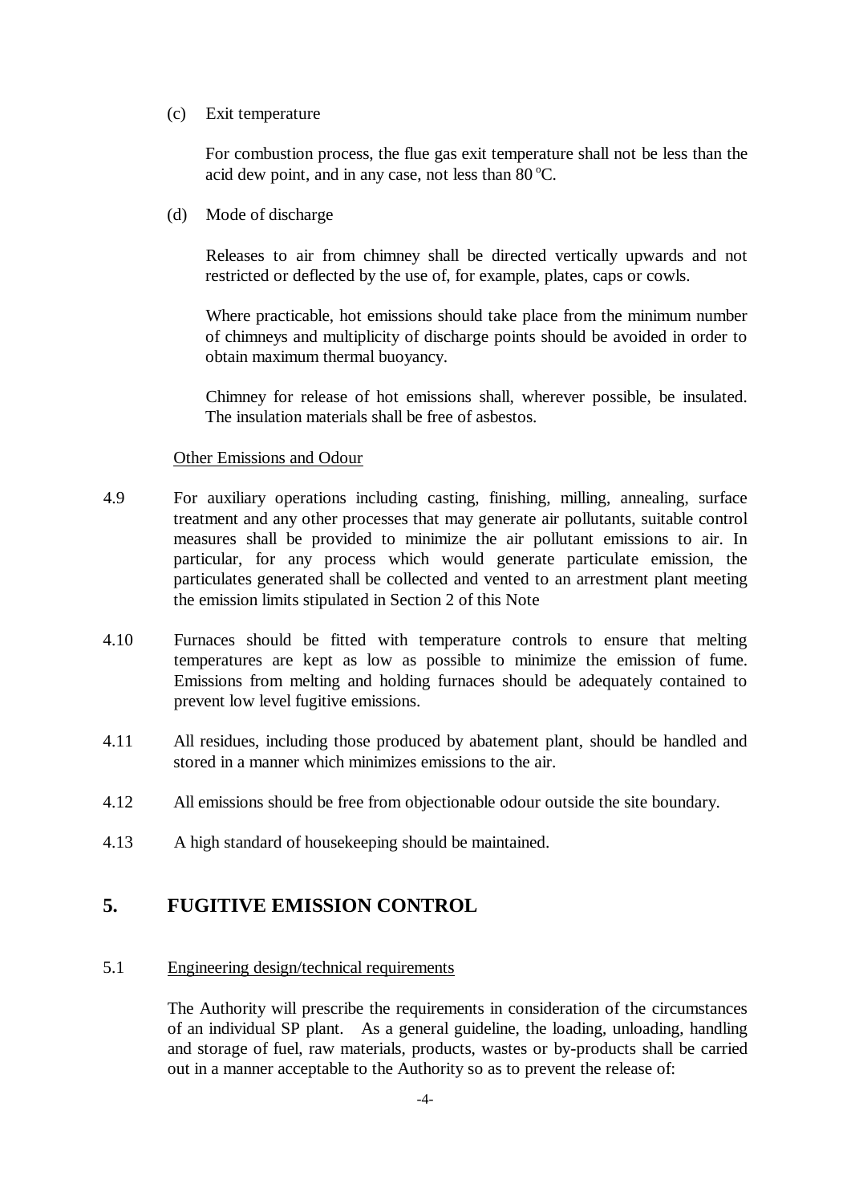(c) Exit temperature

For combustion process, the flue gas exit temperature shall not be less than the acid dew point, and in any case, not less than 80 $^{o}$C.

(d) Mode of discharge

Releases to air from chimney shall be directed vertically upwards and not restricted or deflected by the use of, for example, plates, caps or cowls.

Where practicable, hot emissions should take place from the minimum number of chimneys and multiplicity of discharge points should be avoided in order to obtain maximum thermal buoyancy.

Chimney for release of hot emissions shall, wherever possible, be insulated. The insulation materials shall be free of asbestos.

Other Emissions and Odour

4.9 For auxiliary operations including casting, finishing, milling, annealing, surface treatment and any other processes that may generate air pollutants, suitable control measures shall be provided to minimize the air pollutant emissions to air. In particular, for any process which would generate particulate emission, the particulates generated shall be collected and vented to an arrestment plant meeting the emission limits stipulated in Section 2 of this Note

4.10 Furnaces should be fitted with temperature controls to ensure that melting temperatures are kept as low as possible to minimize the emission of fume. Emissions from melting and holding furnaces should be adequately contained to prevent low level fugitive emissions.

4.11 All residues, including those produced by abatement plant, should be handled and stored in a manner which minimizes emissions to the air.

4.12 All emissions should be free from objectionable odour outside the site boundary.

4.13 A high standard of housekeeping should be maintained.

## 5. FUGITIVE EMISSION CONTROL

5.1 Engineering design/technical requirements

The Authority will prescribe the requirements in consideration of the circumstances of an individual SP plant. As a general guideline, the loading, unloading, handling and storage of fuel, raw materials, products, wastes or by-products shall be carried out in a manner acceptable to the Authority so as to prevent the release of: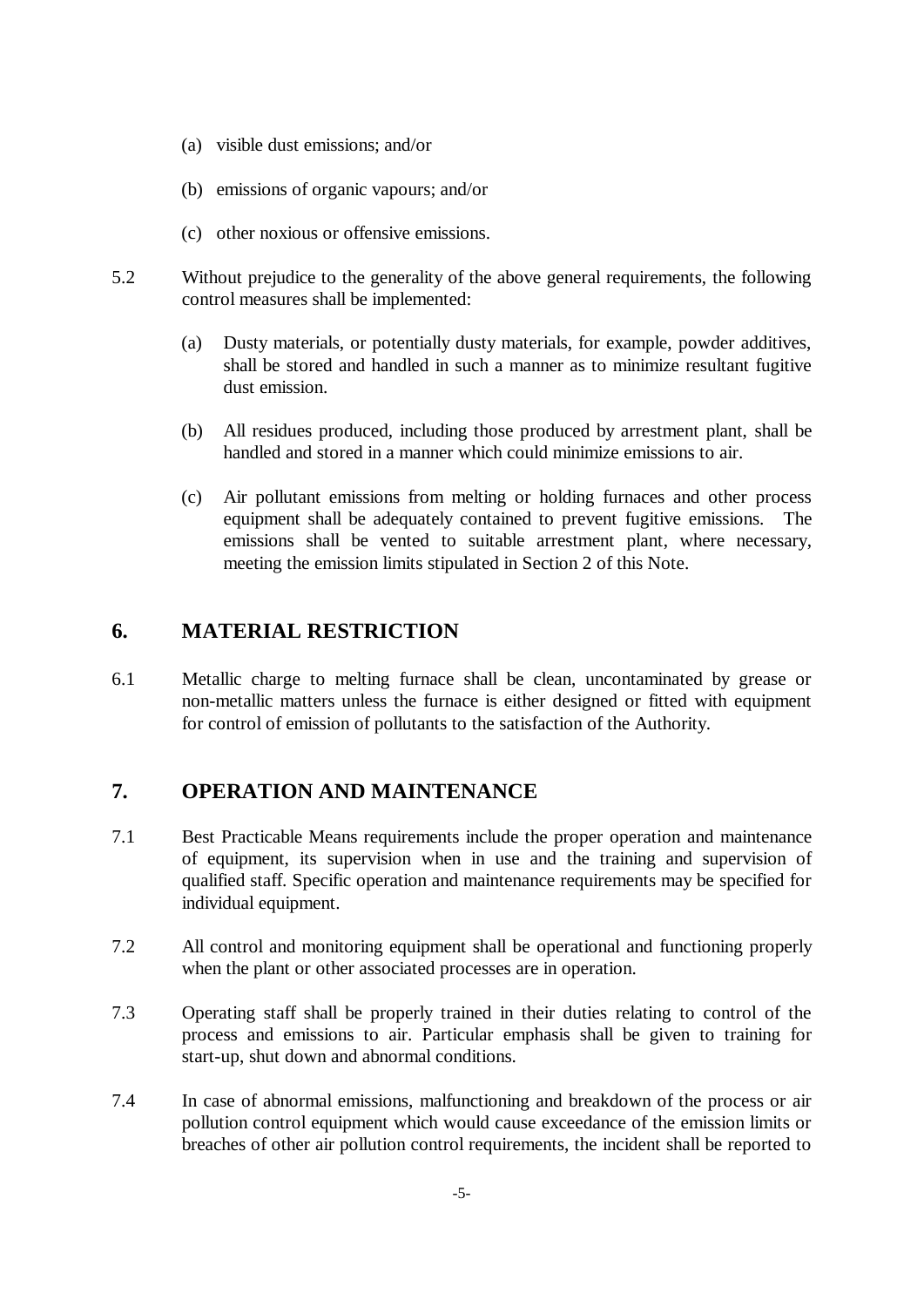(a) visible dust emissions; and/or

(b) emissions of organic vapours; and/or

(c) other noxious or offensive emissions.

5.2 Without prejudice to the generality of the above general requirements, the following control measures shall be implemented:

(a) Dusty materials, or potentially dusty materials, for example, powder additives, shall be stored and handled in such a manner as to minimize resultant fugitive dust emission.

(b) All residues produced, including those produced by arrestment plant, shall be handled and stored in a manner which could minimize emissions to air.

(c) Air pollutant emissions from melting or holding furnaces and other process equipment shall be adequately contained to prevent fugitive emissions. The emissions shall be vented to suitable arrestment plant, where necessary, meeting the emission limits stipulated in Section 2 of this Note.

## 6. MATERIAL RESTRICTION

6.1 Metallic charge to melting furnace shall be clean, uncontaminated by grease or non-metallic matters unless the furnace is either designed or fitted with equipment for control of emission of pollutants to the satisfaction of the Authority.

## 7. OPERATION AND MAINTENANCE

7.1 Best Practicable Means requirements include the proper operation and maintenance of equipment, its supervision when in use and the training and supervision of qualified staff. Specific operation and maintenance requirements may be specified for individual equipment.

7.2 All control and monitoring equipment shall be operational and functioning properly when the plant or other associated processes are in operation.

7.3 Operating staff shall be properly trained in their duties relating to control of the process and emissions to air. Particular emphasis shall be given to training for start-up, shut down and abnormal conditions.

7.4 In case of abnormal emissions, malfunctioning and breakdown of the process or air pollution control equipment which would cause exceedance of the emission limits or breaches of other air pollution control requirements, the incident shall be reported to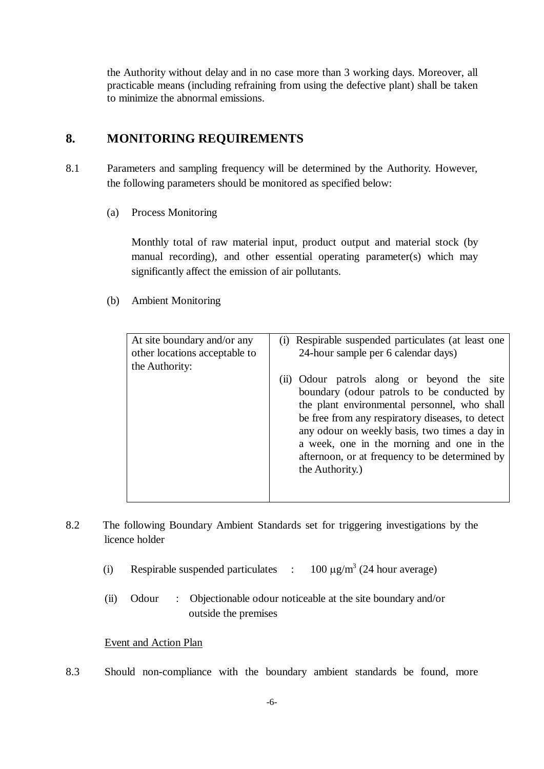the Authority without delay and in no case more than 3 working days. Moreover, all practicable means (including refraining from using the defective plant) shall be taken to minimize the abnormal emissions.

## 8. MONITORING REQUIREMENTS

8.1 Parameters and sampling frequency will be determined by the Authority. However, the following parameters should be monitored as specified below:

(a) Process Monitoring

Monthly total of raw material input, product output and material stock (by manual recording), and other essential operating parameter(s) which may significantly affect the emission of air pollutants.

(b) Ambient Monitoring

| | |
|---|---|
| At site boundary and/or any other locations acceptable to the Authority: | (i) Respirable suspended particulates (at least one 24-hour sample per 6 calendar days)<br><br>(ii) Odour patrols along or beyond the site boundary (odour patrols to be conducted by the plant environmental personnel, who shall be free from any respiratory diseases, to detect any odour on weekly basis, two times a day in a week, one in the morning and one in the afternoon, or at frequency to be determined by the Authority.) |

8.2 The following Boundary Ambient Standards set for triggering investigations by the licence holder

(i) Respirable suspended particulates : 100 $\mu g/m^3$ (24 hour average)

(ii) Odour : Objectionable odour noticeable at the site boundary and/or outside the premises

Event and Action Plan

8.3 Should non-compliance with the boundary ambient standards be found, more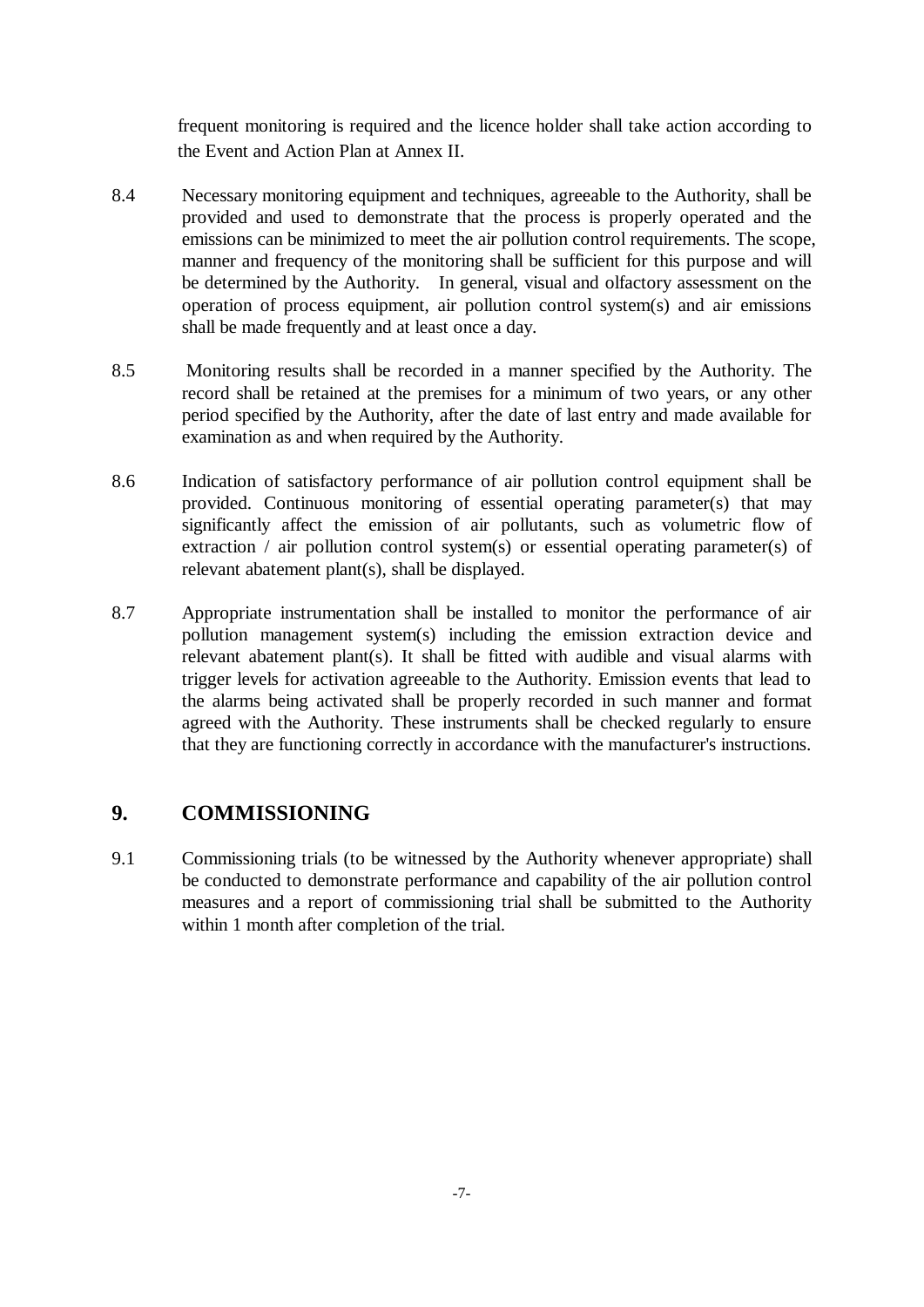frequent monitoring is required and the licence holder shall take action according to the Event and Action Plan at Annex II.

8.4 Necessary monitoring equipment and techniques, agreeable to the Authority, shall be provided and used to demonstrate that the process is properly operated and the emissions can be minimized to meet the air pollution control requirements. The scope, manner and frequency of the monitoring shall be sufficient for this purpose and will be determined by the Authority. In general, visual and olfactory assessment on the operation of process equipment, air pollution control system(s) and air emissions shall be made frequently and at least once a day.

8.5 Monitoring results shall be recorded in a manner specified by the Authority. The record shall be retained at the premises for a minimum of two years, or any other period specified by the Authority, after the date of last entry and made available for examination as and when required by the Authority.

8.6 Indication of satisfactory performance of air pollution control equipment shall be provided. Continuous monitoring of essential operating parameter(s) that may significantly affect the emission of air pollutants, such as volumetric flow of extraction / air pollution control system(s) or essential operating parameter(s) of relevant abatement plant(s), shall be displayed.

8.7 Appropriate instrumentation shall be installed to monitor the performance of air pollution management system(s) including the emission extraction device and relevant abatement plant(s). It shall be fitted with audible and visual alarms with trigger levels for activation agreeable to the Authority. Emission events that lead to the alarms being activated shall be properly recorded in such manner and format agreed with the Authority. These instruments shall be checked regularly to ensure that they are functioning correctly in accordance with the manufacturer's instructions.

## 9. COMMISSIONING

9.1 Commissioning trials (to be witnessed by the Authority whenever appropriate) shall be conducted to demonstrate performance and capability of the air pollution control measures and a report of commissioning trial shall be submitted to the Authority within 1 month after completion of the trial.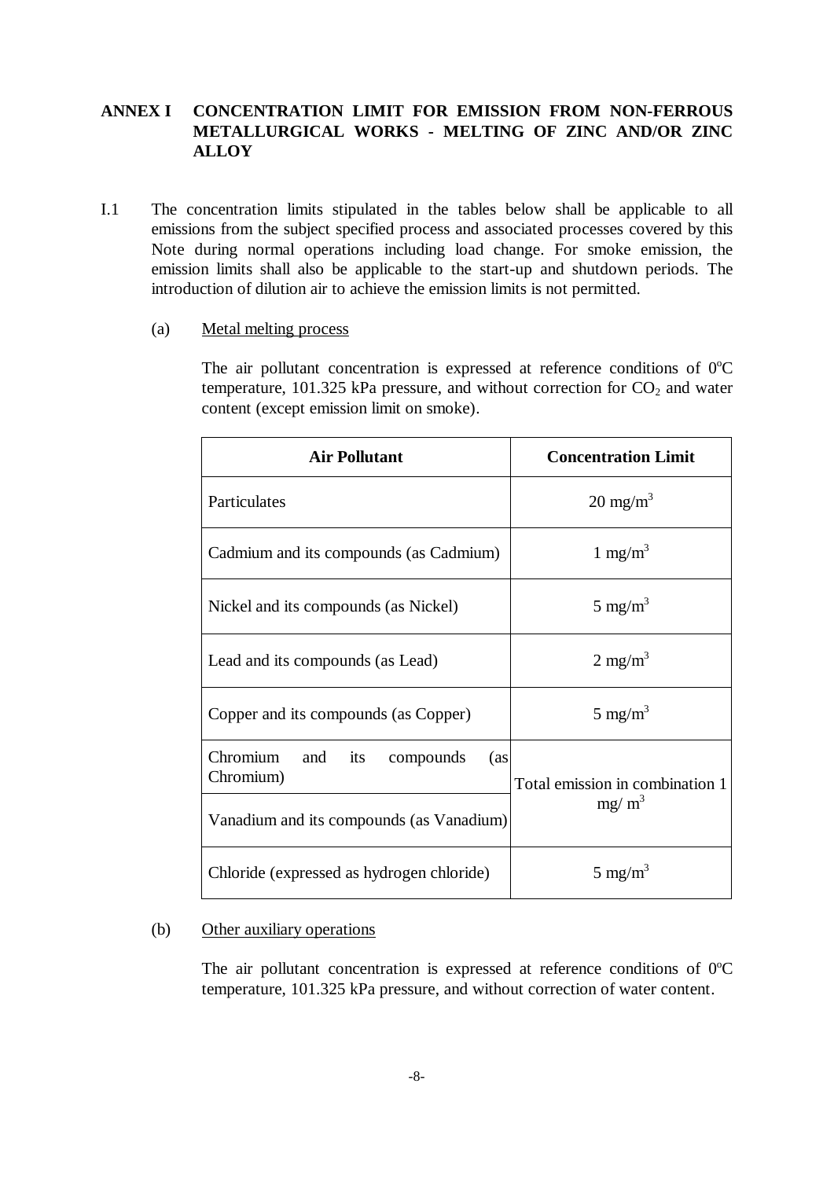## ANNEX I CONCENTRATION LIMIT FOR EMISSION FROM NON-FERROUS METALLURGICAL WORKS - MELTING OF ZINC AND/OR ZINC ALLOY

I.1 The concentration limits stipulated in the tables below shall be applicable to all emissions from the subject specified process and associated processes covered by this Note during normal operations including load change. For smoke emission, the emission limits shall also be applicable to the start-up and shutdown periods. The introduction of dilution air to achieve the emission limits is not permitted.

(a) Metal melting process

The air pollutant concentration is expressed at reference conditions of 0°C temperature, 101.325 kPa pressure, and without correction for $CO_2$ and water content (except emission limit on smoke).

| Air Pollutant | Concentration Limit |
|---|---|
| Particulates | 20 mg/m$^3$ |
| Cadmium and its compounds (as Cadmium) | 1 mg/m$^3$ |
| Nickel and its compounds (as Nickel) | 5 mg/m$^3$ |
| Lead and its compounds (as Lead) | 2 mg/m$^3$ |
| Copper and its compounds (as Copper) | 5 mg/m$^3$ |
| Chromium and its compounds (as Chromium) | Total emission in combination 1 mg/ m$^3$ |
| Vanadium and its compounds (as Vanadium) | |
| Chloride (expressed as hydrogen chloride) | 5 mg/m$^3$ |

(b) Other auxiliary operations

The air pollutant concentration is expressed at reference conditions of 0°C temperature, 101.325 kPa pressure, and without correction of water content.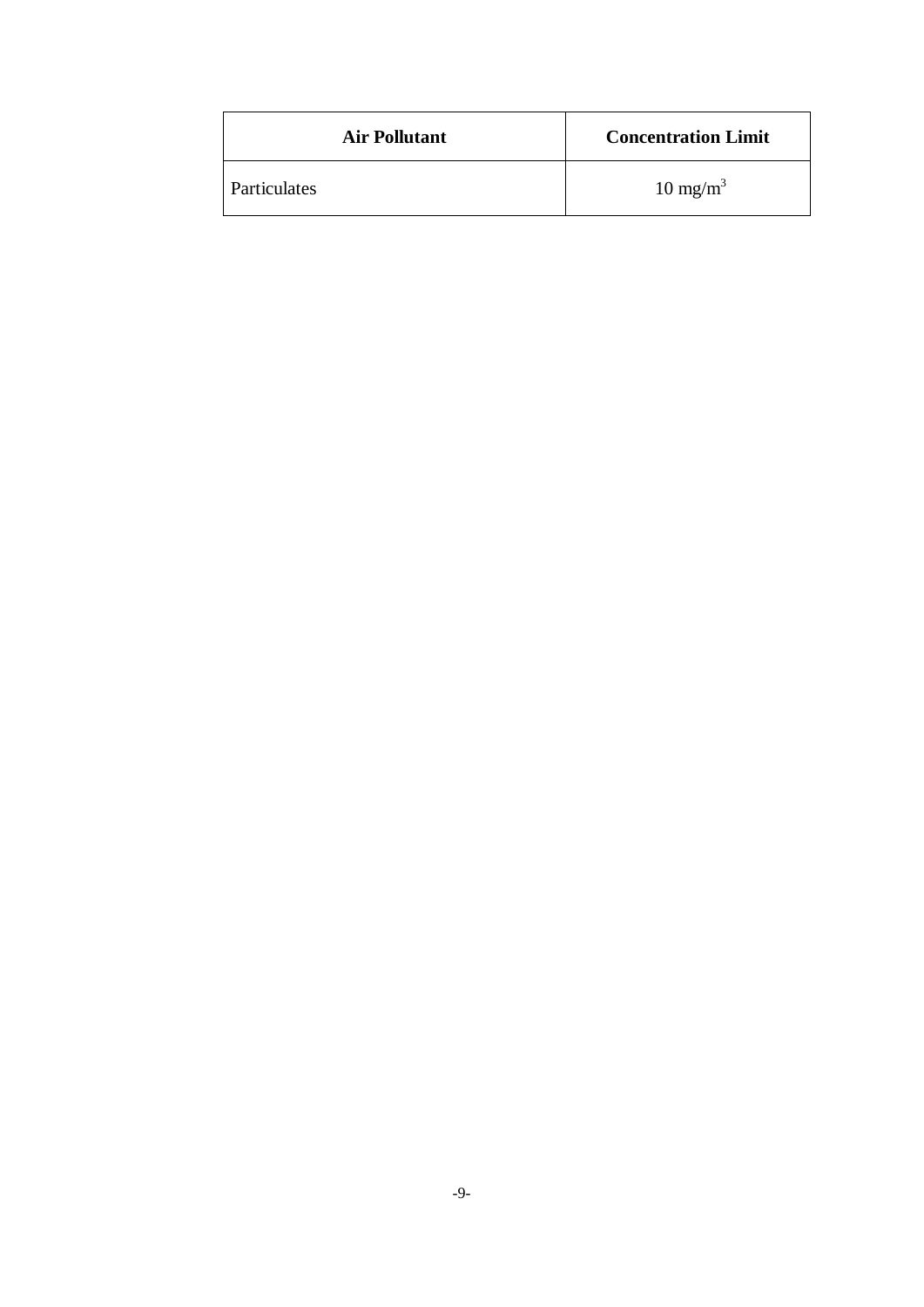| Air Pollutant | Concentration Limit |
| --- | --- |
| Particulates | 10 $mg/m^3$ |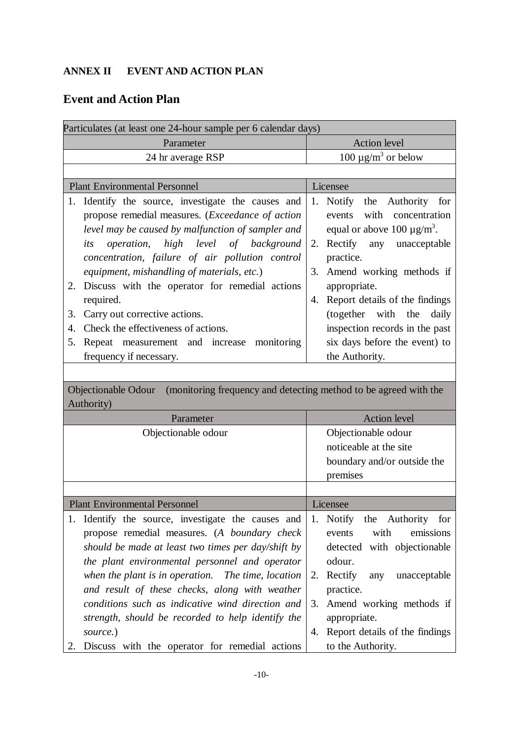**ANNEX II EVENT AND ACTION PLAN**

## Event and Action Plan

| Particulates (at least one 24-hour sample per 6 calendar days) | |
|---|---|
| Parameter | Action level |
| 24 hr average RSP | 100 µg/m$^3$ or below |
| | |
| Plant Environmental Personnel | Licensee |
| 1. Identify the source, investigate the causes and propose remedial measures. (*Exceedance of action level may be caused by malfunction of sampler and its operation, high level of background concentration, failure of air pollution control equipment, mishandling of materials, etc.*)<br>2. Discuss with the operator for remedial actions required.<br>3. Carry out corrective actions.<br>4. Check the effectiveness of actions.<br>5. Repeat measurement and increase monitoring frequency if necessary. | 1. Notify the Authority for events with concentration equal or above 100 µg/m$^3$.<br>2. Rectify any unacceptable practice.<br>3. Amend working methods if appropriate.<br>4. Report details of the findings (together with the daily inspection records in the past six days before the event) to the Authority. |

| Objectionable Odour (monitoring frequency and detecting method to be agreed with the Authority) | |
|---|---|
| Parameter | Action level |
| Objectionable odour | Objectionable odour noticeable at the site boundary and/or outside the premises |
| | |
| Plant Environmental Personnel | Licensee |
| 1. Identify the source, investigate the causes and propose remedial measures. (*A boundary check should be made at least two times per day/shift by the plant environmental personnel and operator when the plant is in operation. The time, location and result of these checks, along with weather conditions such as indicative wind direction and strength, should be recorded to help identify the source.*)<br>2. Discuss with the operator for remedial actions | 1. Notify the Authority for events with emissions detected with objectionable odour.<br>2. Rectify any unacceptable practice.<br>3. Amend working methods if appropriate.<br>4. Report details of the findings to the Authority. |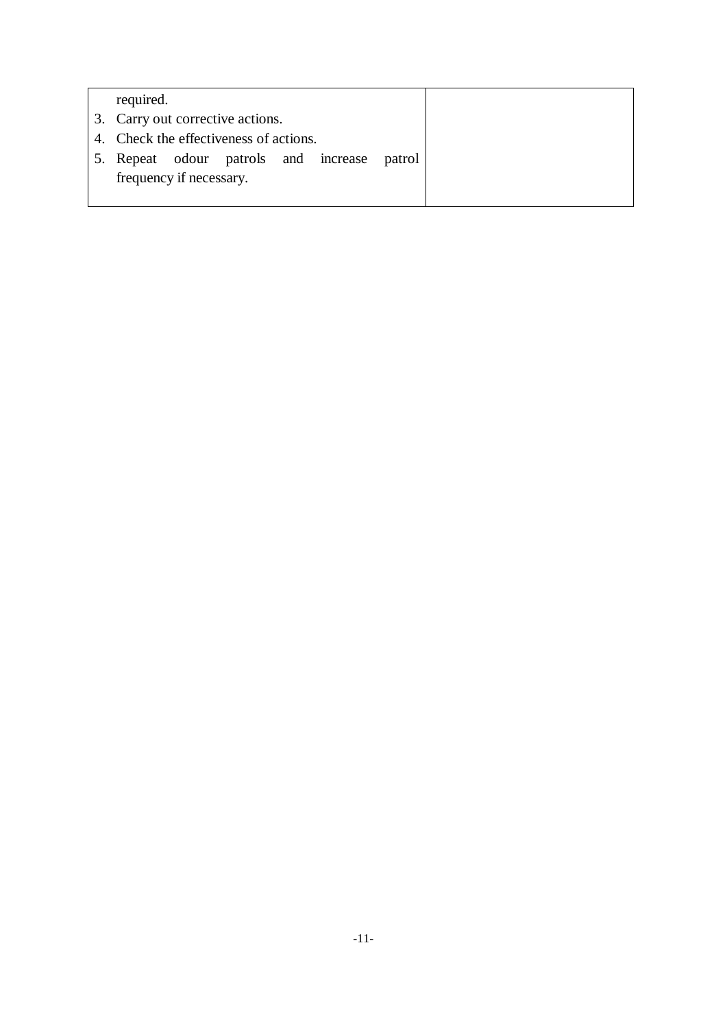| | |
|---|---|
| required.<br>3. Carry out corrective actions.<br>4. Check the effectiveness of actions.<br>5. Repeat odour patrols and increase patrol frequency if necessary. | |